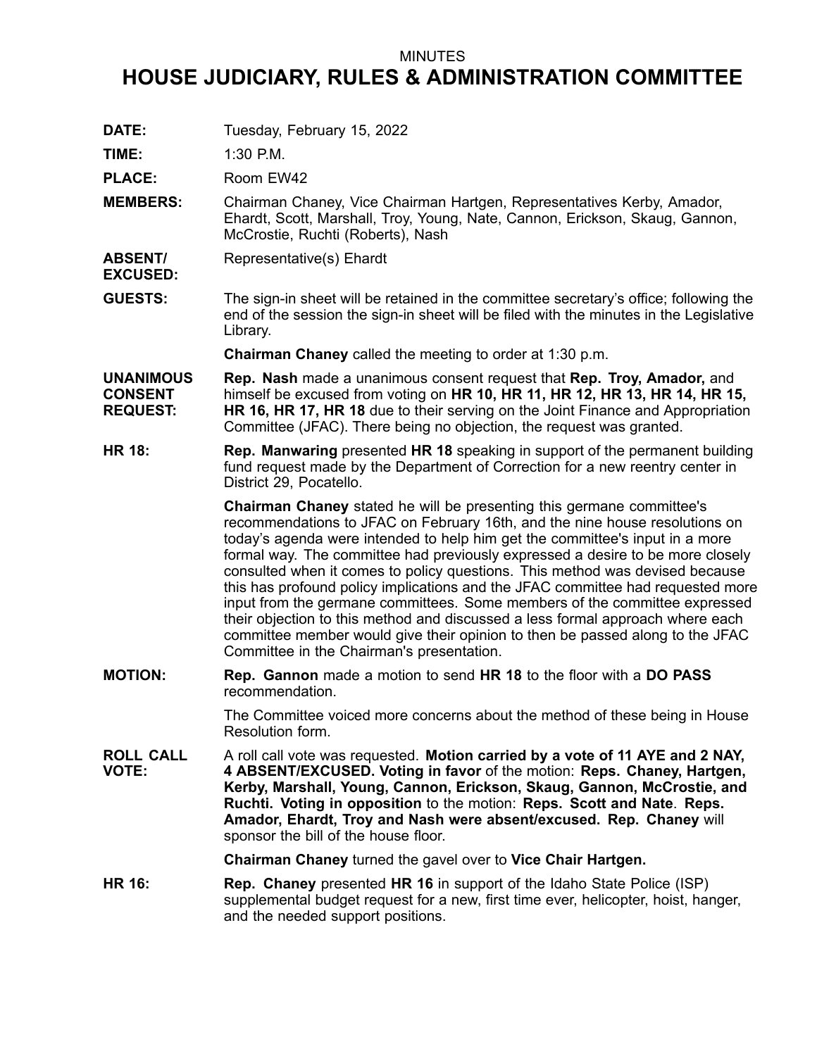MINUTES

# HOUSE JUDICIARY, RULES & ADMINISTRATION COMMITTEE

**DATE:** Tuesday, February 15, 2022

**TIME:** 1:30 P.M.

**PLACE:** Room EW42

**MEMBERS:** Chairman Chaney, Vice Chairman Hartgen, Representatives Kerby, Amador, Ehardt, Scott, Marshall, Troy, Young, Nate, Cannon, Erickson, Skaug, Gannon, McCrostie, Ruchti (Roberts), Nash

**ABSENT/ EXCUSED:** Representative(s) Ehardt

**GUESTS:** The sign-in sheet will be retained in the committee secretary's office; following the end of the session the sign-in sheet will be filed with the minutes in the Legislative Library.

**Chairman Chaney** called the meeting to order at 1:30 p.m.

**UNANIMOUS CONSENT REQUEST:** **Rep. Nash** made a unanimous consent request that **Rep. Troy, Amador,** and himself be excused from voting on **HR 10, HR 11, HR 12, HR 13, HR 14, HR 15, HR 16, HR 17, HR 18** due to their serving on the Joint Finance and Appropriation Committee (JFAC). There being no objection, the request was granted.

**HR 18:** **Rep. Manwaring** presented **HR 18** speaking in support of the permanent building fund request made by the Department of Correction for a new reentry center in District 29, Pocatello.

**Chairman Chaney** stated he will be presenting this germane committee's recommendations to JFAC on February 16th, and the nine house resolutions on today's agenda were intended to help him get the committee's input in a more formal way. The committee had previously expressed a desire to be more closely consulted when it comes to policy questions. This method was devised because this has profound policy implications and the JFAC committee had requested more input from the germane committees. Some members of the committee expressed their objection to this method and discussed a less formal approach where each committee member would give their opinion to then be passed along to the JFAC Committee in the Chairman's presentation.

**MOTION:** **Rep. Gannon** made a motion to send **HR 18** to the floor with a **DO PASS** recommendation.

The Committee voiced more concerns about the method of these being in House Resolution form.

**ROLL CALL VOTE:** A roll call vote was requested. **Motion carried by a vote of 11 AYE and 2 NAY, 4 ABSENT/EXCUSED. Voting in favor** of the motion: **Reps. Chaney, Hartgen, Kerby, Marshall, Young, Cannon, Erickson, Skaug, Gannon, McCrostie, and Ruchti. Voting in opposition** to the motion: **Reps. Scott and Nate**. **Reps. Amador, Ehardt, Troy and Nash were absent/excused. Rep. Chaney** will sponsor the bill of the house floor.

**Chairman Chaney** turned the gavel over to **Vice Chair Hartgen.**

**HR 16:** **Rep. Chaney** presented **HR 16** in support of the Idaho State Police (ISP) supplemental budget request for a new, first time ever, helicopter, hoist, hanger, and the needed support positions.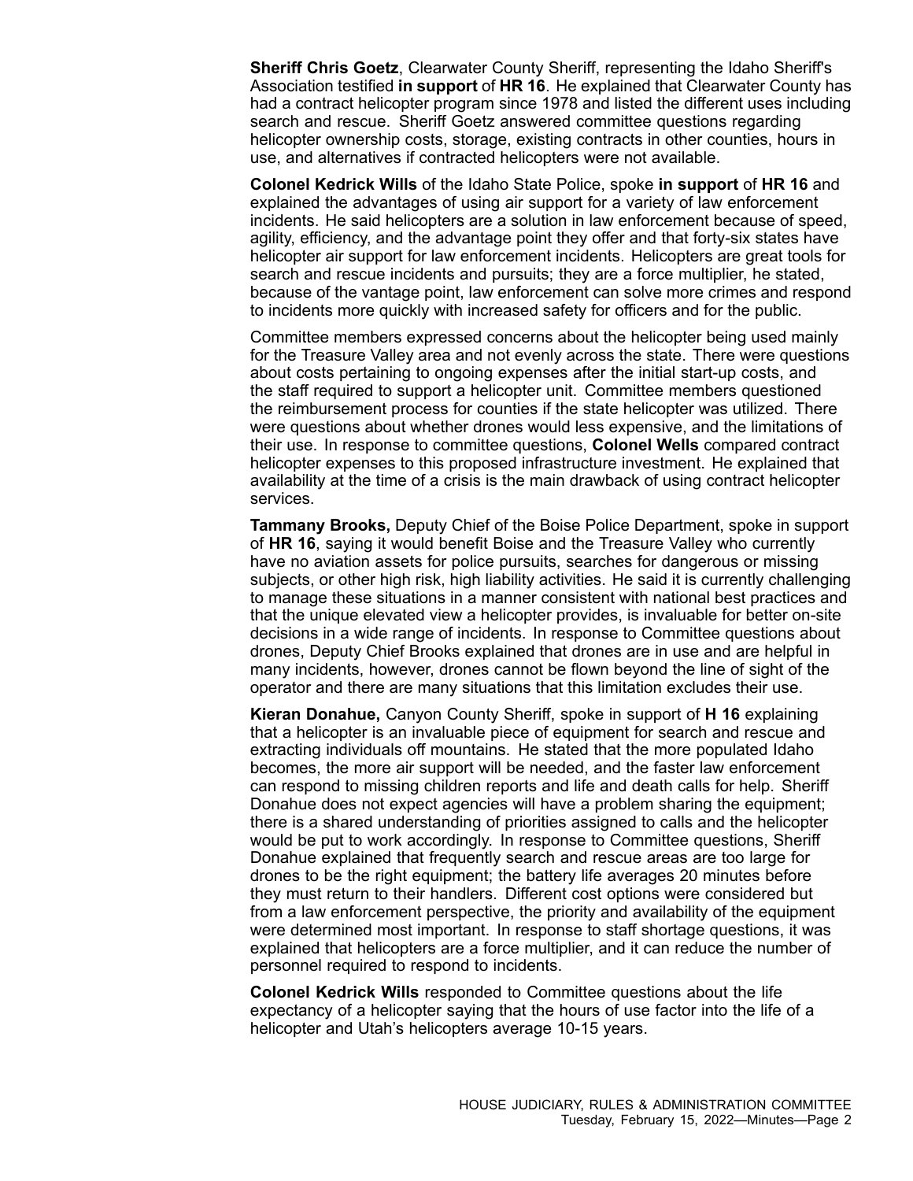**Sheriff Chris Goetz**, Clearwater County Sheriff, representing the Idaho Sheriff's Association testified **in support** of **HR 16**. He explained that Clearwater County has had a contract helicopter program since 1978 and listed the different uses including search and rescue. Sheriff Goetz answered committee questions regarding helicopter ownership costs, storage, existing contracts in other counties, hours in use, and alternatives if contracted helicopters were not available.

**Colonel Kedrick Wills** of the Idaho State Police, spoke **in support** of **HR 16** and explained the advantages of using air support for a variety of law enforcement incidents. He said helicopters are a solution in law enforcement because of speed, agility, efficiency, and the advantage point they offer and that forty-six states have helicopter air support for law enforcement incidents. Helicopters are great tools for search and rescue incidents and pursuits; they are a force multiplier, he stated, because of the vantage point, law enforcement can solve more crimes and respond to incidents more quickly with increased safety for officers and for the public.

Committee members expressed concerns about the helicopter being used mainly for the Treasure Valley area and not evenly across the state. There were questions about costs pertaining to ongoing expenses after the initial start-up costs, and the staff required to support a helicopter unit. Committee members questioned the reimbursement process for counties if the state helicopter was utilized. There were questions about whether drones would less expensive, and the limitations of their use. In response to committee questions, **Colonel Wells** compared contract helicopter expenses to this proposed infrastructure investment. He explained that availability at the time of a crisis is the main drawback of using contract helicopter services.

**Tammany Brooks,** Deputy Chief of the Boise Police Department, spoke in support of **HR 16**, saying it would benefit Boise and the Treasure Valley who currently have no aviation assets for police pursuits, searches for dangerous or missing subjects, or other high risk, high liability activities. He said it is currently challenging to manage these situations in a manner consistent with national best practices and that the unique elevated view a helicopter provides, is invaluable for better on-site decisions in a wide range of incidents. In response to Committee questions about drones, Deputy Chief Brooks explained that drones are in use and are helpful in many incidents, however, drones cannot be flown beyond the line of sight of the operator and there are many situations that this limitation excludes their use.

**Kieran Donahue,** Canyon County Sheriff, spoke in support of **H 16** explaining that a helicopter is an invaluable piece of equipment for search and rescue and extracting individuals off mountains. He stated that the more populated Idaho becomes, the more air support will be needed, and the faster law enforcement can respond to missing children reports and life and death calls for help. Sheriff Donahue does not expect agencies will have a problem sharing the equipment; there is a shared understanding of priorities assigned to calls and the helicopter would be put to work accordingly. In response to Committee questions, Sheriff Donahue explained that frequently search and rescue areas are too large for drones to be the right equipment; the battery life averages 20 minutes before they must return to their handlers. Different cost options were considered but from a law enforcement perspective, the priority and availability of the equipment were determined most important. In response to staff shortage questions, it was explained that helicopters are a force multiplier, and it can reduce the number of personnel required to respond to incidents.

**Colonel Kedrick Wills** responded to Committee questions about the life expectancy of a helicopter saying that the hours of use factor into the life of a helicopter and Utah's helicopters average 10-15 years.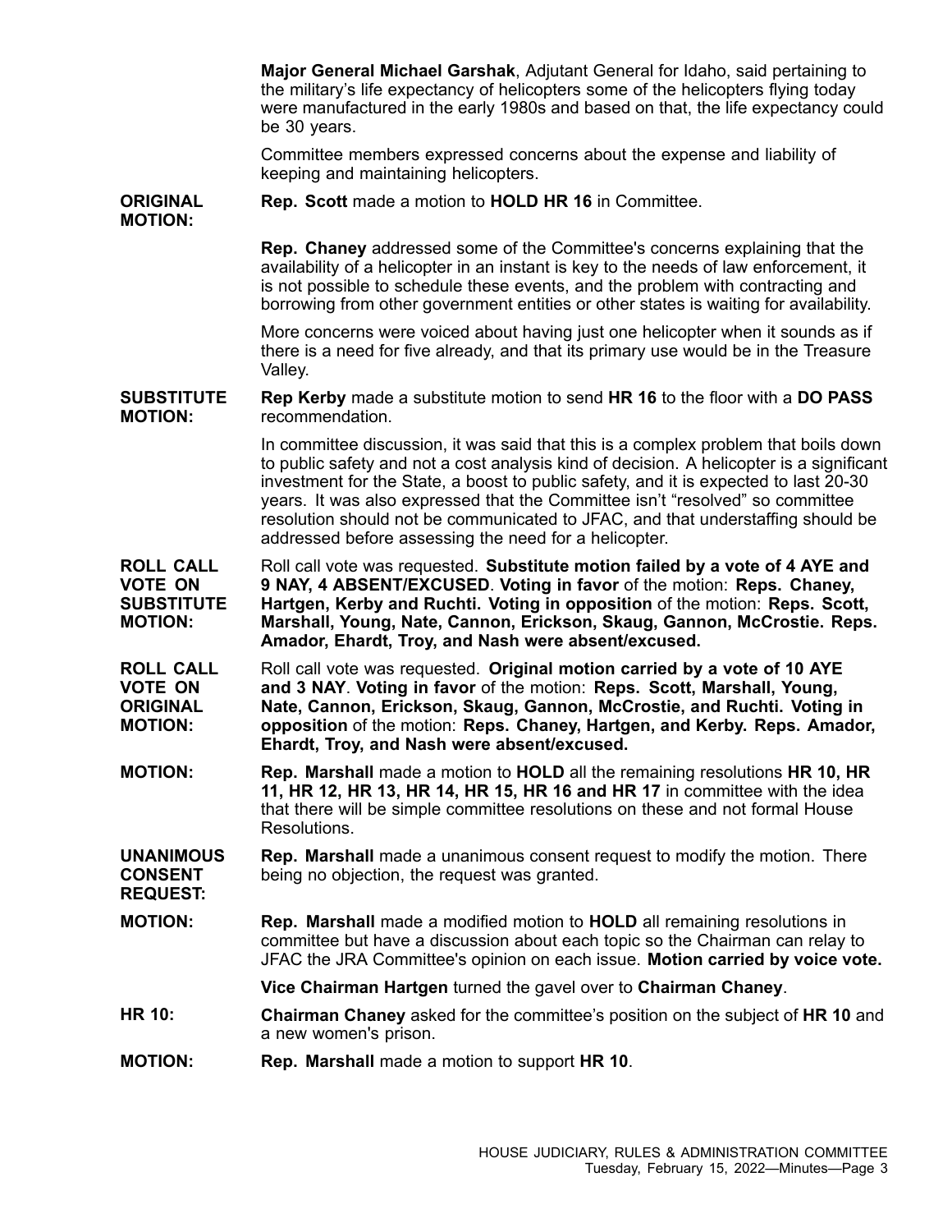**Major General Michael Garshak**, Adjutant General for Idaho, said pertaining to the military's life expectancy of helicopters some of the helicopters flying today were manufactured in the early 1980s and based on that, the life expectancy could be 30 years.

Committee members expressed concerns about the expense and liability of keeping and maintaining helicopters.

**ORIGINAL MOTION:** **Rep. Scott** made a motion to **HOLD HR 16** in Committee.

**Rep. Chaney** addressed some of the Committee's concerns explaining that the availability of a helicopter in an instant is key to the needs of law enforcement, it is not possible to schedule these events, and the problem with contracting and borrowing from other government entities or other states is waiting for availability.

More concerns were voiced about having just one helicopter when it sounds as if there is a need for five already, and that its primary use would be in the Treasure Valley.

**SUBSTITUTE MOTION:** **Rep Kerby** made a substitute motion to send **HR 16** to the floor with a **DO PASS** recommendation.

In committee discussion, it was said that this is a complex problem that boils down to public safety and not a cost analysis kind of decision. A helicopter is a significant investment for the State, a boost to public safety, and it is expected to last 20-30 years. It was also expressed that the Committee isn't "resolved" so committee resolution should not be communicated to JFAC, and that understaffing should be addressed before assessing the need for a helicopter.

**ROLL CALL VOTE ON SUBSTITUTE MOTION:** Roll call vote was requested. **Substitute motion failed by a vote of 4 AYE and 9 NAY, 4 ABSENT/EXCUSED**. **Voting in favor** of the motion: **Reps. Chaney, Hartgen, Kerby and Ruchti. Voting in opposition** of the motion: **Reps. Scott, Marshall, Young, Nate, Cannon, Erickson, Skaug, Gannon, McCrostie. Reps. Amador, Ehardt, Troy, and Nash were absent/excused.**

**ROLL CALL VOTE ON ORIGINAL MOTION:** Roll call vote was requested. **Original motion carried by a vote of 10 AYE and 3 NAY**. **Voting in favor** of the motion: **Reps. Scott, Marshall, Young, Nate, Cannon, Erickson, Skaug, Gannon, McCrostie, and Ruchti. Voting in opposition** of the motion: **Reps. Chaney, Hartgen, and Kerby. Reps. Amador, Ehardt, Troy, and Nash were absent/excused.**

**MOTION:** **Rep. Marshall** made a motion to **HOLD** all the remaining resolutions **HR 10, HR 11, HR 12, HR 13, HR 14, HR 15, HR 16 and HR 17** in committee with the idea that there will be simple committee resolutions on these and not formal House Resolutions.

**UNANIMOUS CONSENT REQUEST:** **Rep. Marshall** made a unanimous consent request to modify the motion. There being no objection, the request was granted.

**MOTION:** **Rep. Marshall** made a modified motion to **HOLD** all remaining resolutions in committee but have a discussion about each topic so the Chairman can relay to JFAC the JRA Committee's opinion on each issue. **Motion carried by voice vote.**

**Vice Chairman Hartgen** turned the gavel over to **Chairman Chaney**.

**HR 10:** **Chairman Chaney** asked for the committee's position on the subject of **HR 10** and a new women's prison.

**MOTION:** **Rep. Marshall** made a motion to support **HR 10**.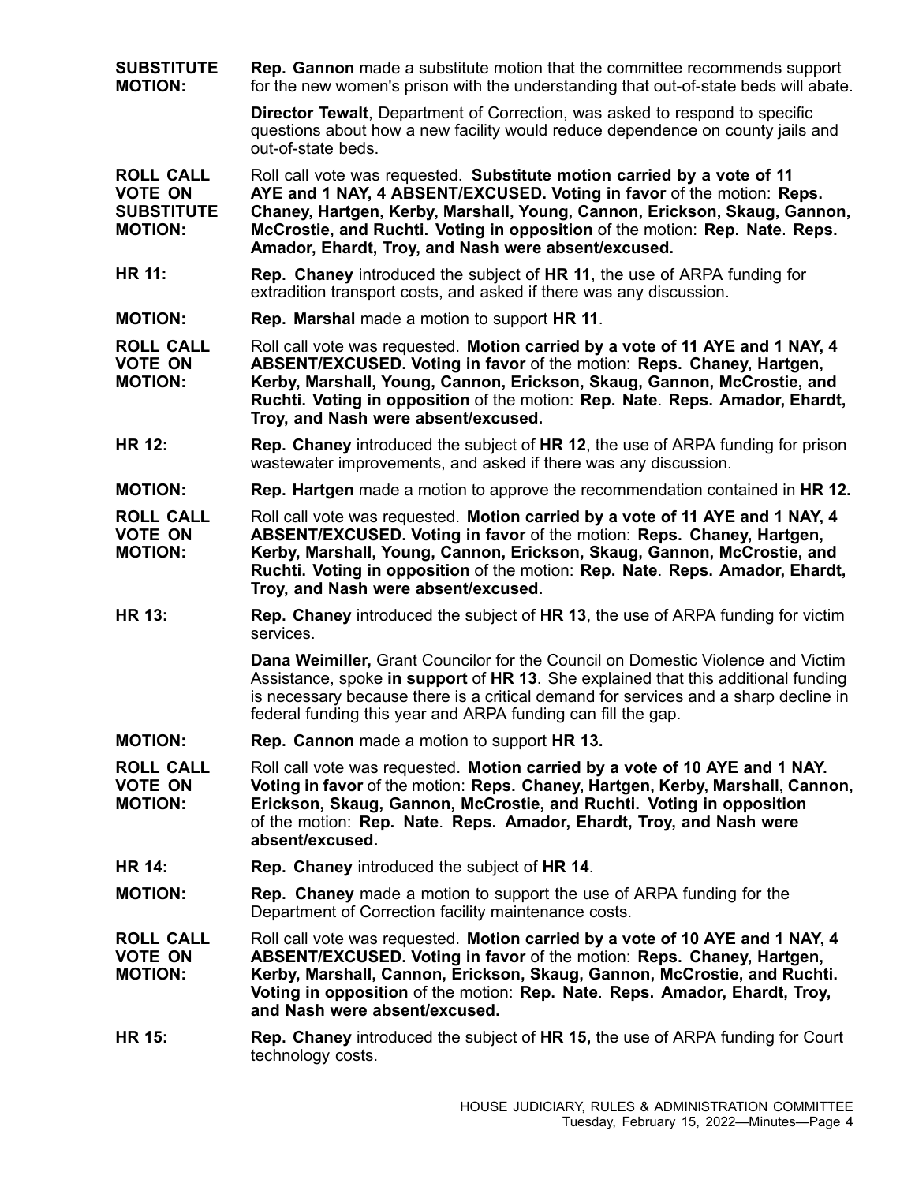**SUBSTITUTE MOTION:** **Rep. Gannon** made a substitute motion that the committee recommends support for the new women's prison with the understanding that out-of-state beds will abate.

**Director Tewalt**, Department of Correction, was asked to respond to specific questions about how a new facility would reduce dependence on county jails and out-of-state beds.

**ROLL CALL VOTE ON SUBSTITUTE MOTION:** Roll call vote was requested. **Substitute motion carried by a vote of 11 AYE and 1 NAY, 4 ABSENT/EXCUSED. Voting in favor** of the motion: **Reps. Chaney, Hartgen, Kerby, Marshall, Young, Cannon, Erickson, Skaug, Gannon, McCrostie, and Ruchti. Voting in opposition** of the motion: **Rep. Nate**. **Reps. Amador, Ehardt, Troy, and Nash were absent/excused.**

**HR 11:** **Rep. Chaney** introduced the subject of **HR 11**, the use of ARPA funding for extradition transport costs, and asked if there was any discussion.

**MOTION:** **Rep. Marshal** made a motion to support **HR 11**.

**ROLL CALL VOTE ON MOTION:** Roll call vote was requested. **Motion carried by a vote of 11 AYE and 1 NAY, 4 ABSENT/EXCUSED. Voting in favor** of the motion: **Reps. Chaney, Hartgen, Kerby, Marshall, Young, Cannon, Erickson, Skaug, Gannon, McCrostie, and Ruchti. Voting in opposition** of the motion: **Rep. Nate**. **Reps. Amador, Ehardt, Troy, and Nash were absent/excused.**

**HR 12:** **Rep. Chaney** introduced the subject of **HR 12**, the use of ARPA funding for prison wastewater improvements, and asked if there was any discussion.

**MOTION:** **Rep. Hartgen** made a motion to approve the recommendation contained in **HR 12.**

**ROLL CALL VOTE ON MOTION:** Roll call vote was requested. **Motion carried by a vote of 11 AYE and 1 NAY, 4 ABSENT/EXCUSED. Voting in favor** of the motion: **Reps. Chaney, Hartgen, Kerby, Marshall, Young, Cannon, Erickson, Skaug, Gannon, McCrostie, and Ruchti. Voting in opposition** of the motion: **Rep. Nate**. **Reps. Amador, Ehardt, Troy, and Nash were absent/excused.**

**HR 13:** **Rep. Chaney** introduced the subject of **HR 13**, the use of ARPA funding for victim services.

**Dana Weimiller,** Grant Councilor for the Council on Domestic Violence and Victim Assistance, spoke **in support** of **HR 13**. She explained that this additional funding is necessary because there is a critical demand for services and a sharp decline in federal funding this year and ARPA funding can fill the gap.

**MOTION:** **Rep. Cannon** made a motion to support **HR 13.**

**ROLL CALL VOTE ON MOTION:** Roll call vote was requested. **Motion carried by a vote of 10 AYE and 1 NAY. Voting in favor** of the motion: **Reps. Chaney, Hartgen, Kerby, Marshall, Cannon, Erickson, Skaug, Gannon, McCrostie, and Ruchti. Voting in opposition** of the motion: **Rep. Nate**. **Reps. Amador, Ehardt, Troy, and Nash were absent/excused.**

**HR 14:** **Rep. Chaney** introduced the subject of **HR 14**.

**MOTION:** **Rep. Chaney** made a motion to support the use of ARPA funding for the Department of Correction facility maintenance costs.

**ROLL CALL VOTE ON MOTION:** Roll call vote was requested. **Motion carried by a vote of 10 AYE and 1 NAY, 4 ABSENT/EXCUSED. Voting in favor** of the motion: **Reps. Chaney, Hartgen, Kerby, Marshall, Cannon, Erickson, Skaug, Gannon, McCrostie, and Ruchti. Voting in opposition** of the motion: **Rep. Nate**. **Reps. Amador, Ehardt, Troy, and Nash were absent/excused.**

**HR 15:** **Rep. Chaney** introduced the subject of **HR 15,** the use of ARPA funding for Court technology costs.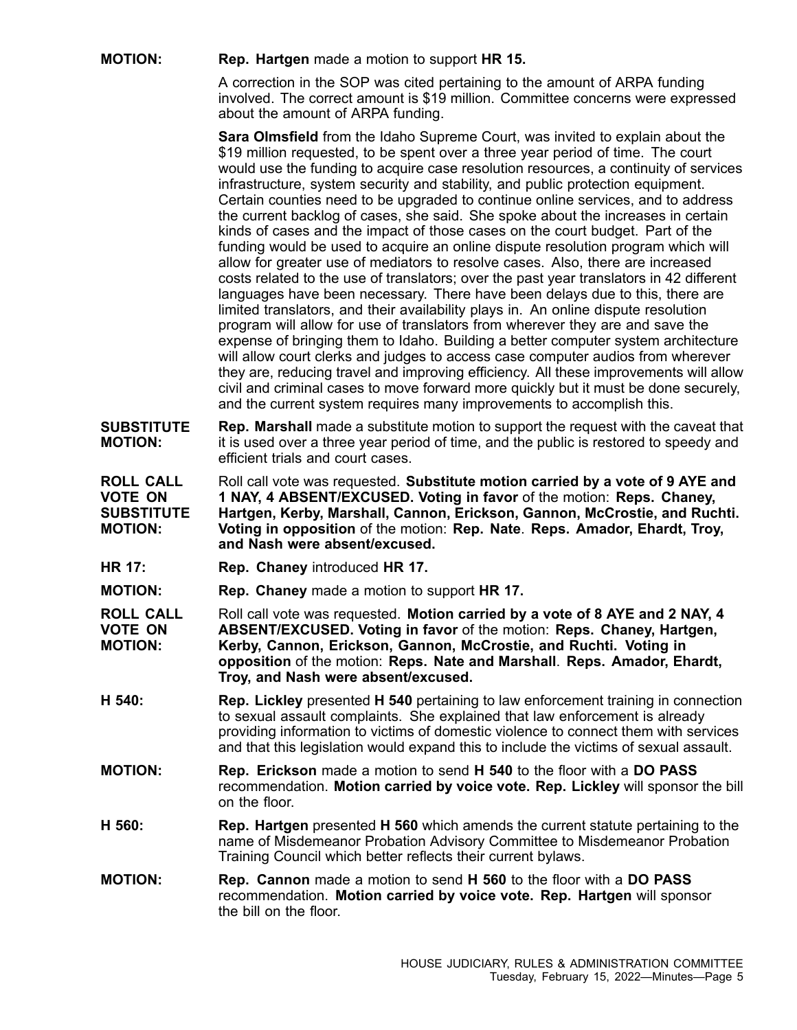**MOTION:** **Rep. Hartgen** made a motion to support **HR 15.**

A correction in the SOP was cited pertaining to the amount of ARPA funding involved. The correct amount is $19 million. Committee concerns were expressed about the amount of ARPA funding.

**Sara Olmsfield** from the Idaho Supreme Court, was invited to explain about the $19 million requested, to be spent over a three year period of time. The court would use the funding to acquire case resolution resources, a continuity of services infrastructure, system security and stability, and public protection equipment. Certain counties need to be upgraded to continue online services, and to address the current backlog of cases, she said. She spoke about the increases in certain kinds of cases and the impact of those cases on the court budget. Part of the funding would be used to acquire an online dispute resolution program which will allow for greater use of mediators to resolve cases. Also, there are increased costs related to the use of translators; over the past year translators in 42 different languages have been necessary. There have been delays due to this, there are limited translators, and their availability plays in. An online dispute resolution program will allow for use of translators from wherever they are and save the expense of bringing them to Idaho. Building a better computer system architecture will allow court clerks and judges to access case computer audios from wherever they are, reducing travel and improving efficiency. All these improvements will allow civil and criminal cases to move forward more quickly but it must be done securely, and the current system requires many improvements to accomplish this.

**SUBSTITUTE MOTION:** **Rep. Marshall** made a substitute motion to support the request with the caveat that it is used over a three year period of time, and the public is restored to speedy and efficient trials and court cases.

**ROLL CALL VOTE ON SUBSTITUTE MOTION:** Roll call vote was requested. **Substitute motion carried by a vote of 9 AYE and 1 NAY, 4 ABSENT/EXCUSED. Voting in favor** of the motion: **Reps. Chaney, Hartgen, Kerby, Marshall, Cannon, Erickson, Gannon, McCrostie, and Ruchti. Voting in opposition** of the motion: **Rep. Nate**. **Reps. Amador, Ehardt, Troy, and Nash were absent/excused.**

**HR 17:** **Rep. Chaney** introduced **HR 17.**

**MOTION:** **Rep. Chaney** made a motion to support **HR 17.**

**ROLL CALL VOTE ON MOTION:** Roll call vote was requested. **Motion carried by a vote of 8 AYE and 2 NAY, 4 ABSENT/EXCUSED. Voting in favor** of the motion: **Reps. Chaney, Hartgen, Kerby, Cannon, Erickson, Gannon, McCrostie, and Ruchti. Voting in opposition** of the motion: **Reps. Nate and Marshall**. **Reps. Amador, Ehardt, Troy, and Nash were absent/excused.**

**H 540:** **Rep. Lickley** presented **H 540** pertaining to law enforcement training in connection to sexual assault complaints. She explained that law enforcement is already providing information to victims of domestic violence to connect them with services and that this legislation would expand this to include the victims of sexual assault.

**MOTION:** **Rep. Erickson** made a motion to send **H 540** to the floor with a **DO PASS** recommendation. **Motion carried by voice vote. Rep. Lickley** will sponsor the bill on the floor.

**H 560:** **Rep. Hartgen** presented **H 560** which amends the current statute pertaining to the name of Misdemeanor Probation Advisory Committee to Misdemeanor Probation Training Council which better reflects their current bylaws.

**MOTION:** **Rep. Cannon** made a motion to send **H 560** to the floor with a **DO PASS** recommendation. **Motion carried by voice vote. Rep. Hartgen** will sponsor the bill on the floor.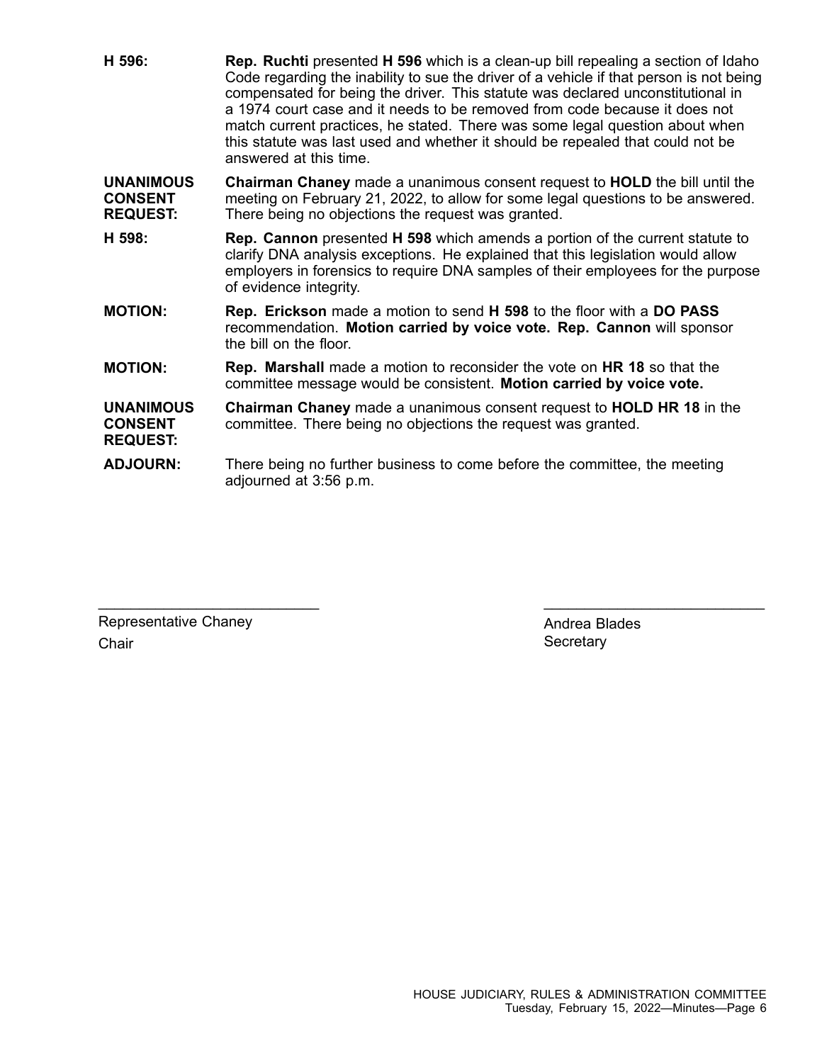**H 596:** **Rep. Ruchti** presented **H 596** which is a clean-up bill repealing a section of Idaho Code regarding the inability to sue the driver of a vehicle if that person is not being compensated for being the driver. This statute was declared unconstitutional in a 1974 court case and it needs to be removed from code because it does not match current practices, he stated. There was some legal question about when this statute was last used and whether it should be repealed that could not be answered at this time.

**UNANIMOUS CONSENT REQUEST:** **Chairman Chaney** made a unanimous consent request to **HOLD** the bill until the meeting on February 21, 2022, to allow for some legal questions to be answered. There being no objections the request was granted.

**H 598:** **Rep. Cannon** presented **H 598** which amends a portion of the current statute to clarify DNA analysis exceptions. He explained that this legislation would allow employers in forensics to require DNA samples of their employees for the purpose of evidence integrity.

**MOTION:** **Rep. Erickson** made a motion to send **H 598** to the floor with a **DO PASS** recommendation. **Motion carried by voice vote. Rep. Cannon** will sponsor the bill on the floor.

**MOTION:** **Rep. Marshall** made a motion to reconsider the vote on **HR 18** so that the committee message would be consistent. **Motion carried by voice vote.**

**UNANIMOUS CONSENT REQUEST:** **Chairman Chaney** made a unanimous consent request to **HOLD HR 18** in the committee. There being no objections the request was granted.

**ADJOURN:** There being no further business to come before the committee, the meeting adjourned at 3:56 p.m.

___________________________
Representative Chaney
Chair

___________________________
Andrea Blades
Secretary